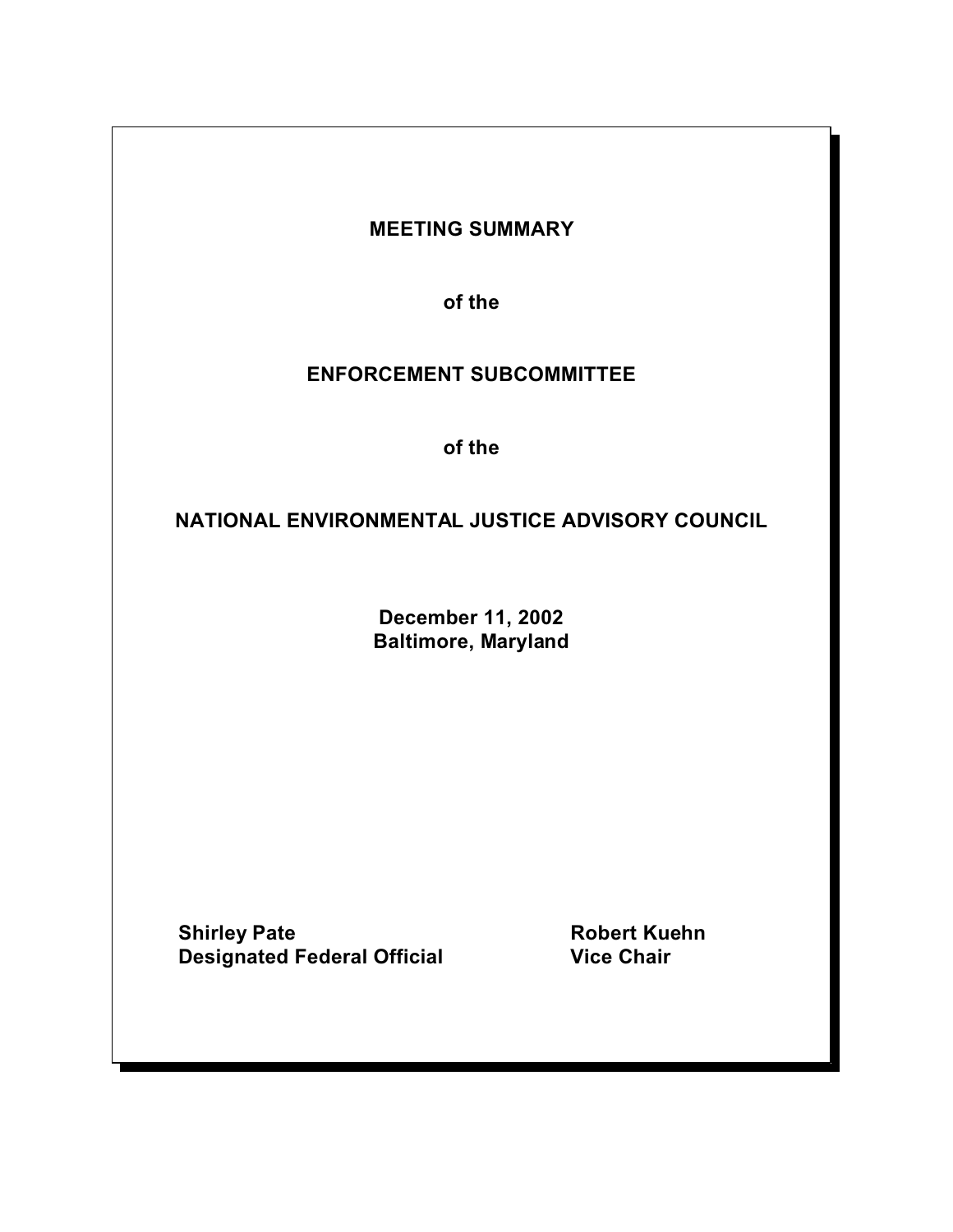# MEETING SUMMARY

**of the**

# ENFORCEMENT SUBCOMMITTEE

**of the**

# NATIONAL ENVIRONMENTAL JUSTICE ADVISORY COUNCIL

**December 11, 2002**
**Baltimore, Maryland**

| | |
|---|---|
| **Shirley Pate** | **Robert Kuehn** |
| **Designated Federal Official** | **Vice Chair** |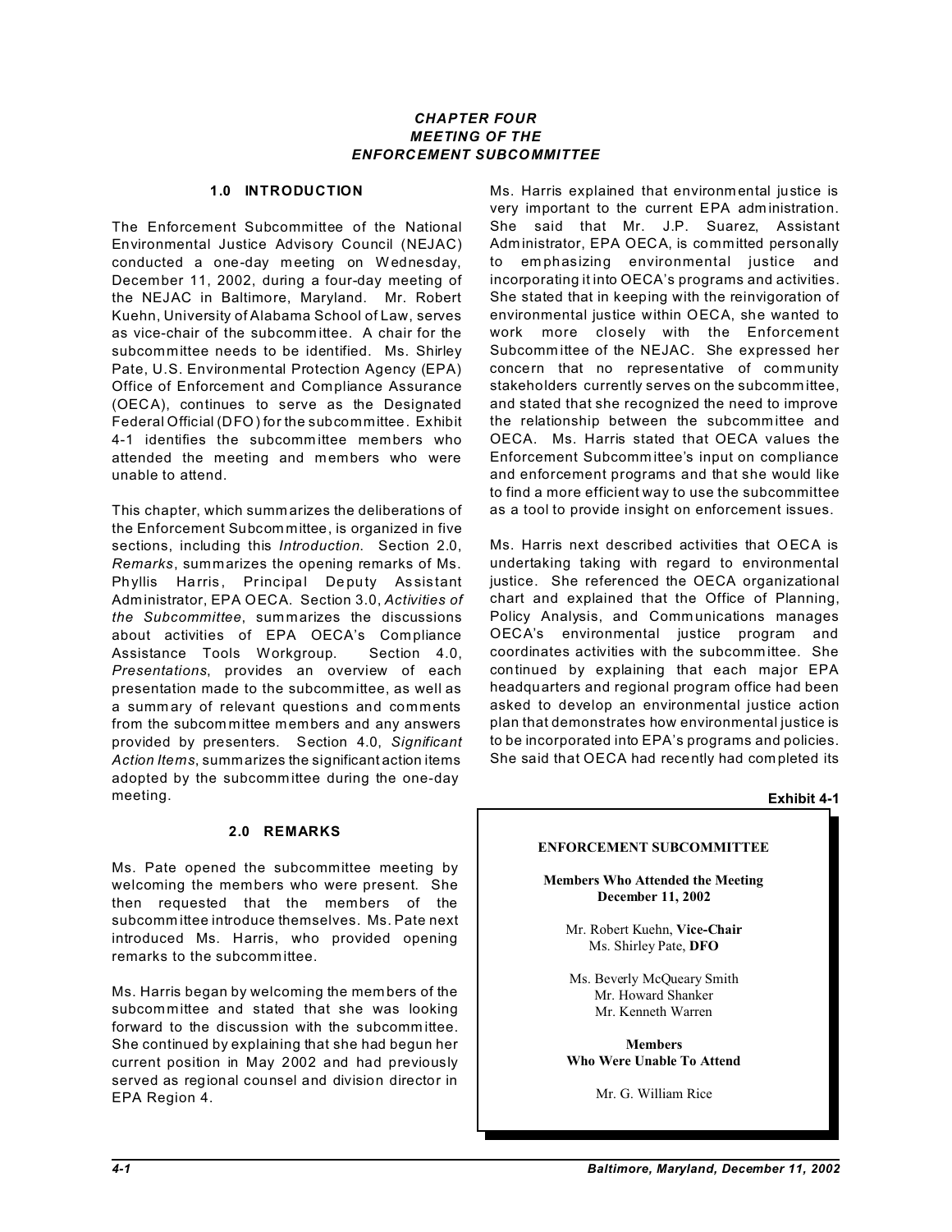# CHAPTER FOUR
# MEETING OF THE
# ENFORCEMENT SUBCOMMITTEE

## 1.0 INTRODUCTION

The Enforcement Subcommittee of the National Environmental Justice Advisory Council (NEJAC) conducted a one-day meeting on Wednesday, December 11, 2002, during a four-day meeting of the NEJAC in Baltimore, Maryland. Mr. Robert Kuehn, University of Alabama School of Law, serves as vice-chair of the subcommittee. A chair for the subcommittee needs to be identified. Ms. Shirley Pate, U.S. Environmental Protection Agency (EPA) Office of Enforcement and Compliance Assurance (OECA), continues to serve as the Designated Federal Official (DFO) for the subcommittee. Exhibit 4-1 identifies the subcommittee members who attended the meeting and members who were unable to attend.

This chapter, which summarizes the deliberations of the Enforcement Subcommittee, is organized in five sections, including this *Introduction*. Section 2.0, *Remarks*, summarizes the opening remarks of Ms. Phyllis Harris, Principal Deputy Assistant Administrator, EPA OECA. Section 3.0, *Activities of the Subcommittee*, summarizes the discussions about activities of EPA OECA's Compliance Assistance Tools Workgroup. Section 4.0, *Presentations*, provides an overview of each presentation made to the subcommittee, as well as a summary of relevant questions and comments from the subcommittee members and any answers provided by presenters. Section 4.0, *Significant Action Items*, summarizes the significant action items adopted by the subcommittee during the one-day meeting.

## 2.0 REMARKS

Ms. Pate opened the subcommittee meeting by welcoming the members who were present. She then requested that the members of the subcommittee introduce themselves. Ms. Pate next introduced Ms. Harris, who provided opening remarks to the subcommittee.

Ms. Harris began by welcoming the members of the subcommittee and stated that she was looking forward to the discussion with the subcommittee. She continued by explaining that she had begun her current position in May 2002 and had previously served as regional counsel and division director in EPA Region 4.

Ms. Harris explained that environmental justice is very important to the current EPA administration. She said that Mr. J.P. Suarez, Assistant Administrator, EPA OECA, is committed personally to emphasizing environmental justice and incorporating it into OECA's programs and activities. She stated that in keeping with the reinvigoration of environmental justice within OECA, she wanted to work more closely with the Enforcement Subcommittee of the NEJAC. She expressed her concern that no representative of community stakeholders currently serves on the subcommittee, and stated that she recognized the need to improve the relationship between the subcommittee and OECA. Ms. Harris stated that OECA values the Enforcement Subcommittee's input on compliance and enforcement programs and that she would like to find a more efficient way to use the subcommittee as a tool to provide insight on enforcement issues.

Ms. Harris next described activities that OECA is undertaking taking with regard to environmental justice. She referenced the OECA organizational chart and explained that the Office of Planning, Policy Analysis, and Communications manages OECA's environmental justice program and coordinates activities with the subcommittee. She continued by explaining that each major EPA headquarters and regional program office had been asked to develop an environmental justice action plan that demonstrates how environmental justice is to be incorporated into EPA's programs and policies. She said that OECA had recently had completed its

**Exhibit 4-1**

**ENFORCEMENT SUBCOMMITTEE**

**Members Who Attended the Meeting**
**December 11, 2002**

Mr. Robert Kuehn, **Vice-Chair**
Ms. Shirley Pate, **DFO**

Ms. Beverly McQueary Smith
Mr. Howard Shanker
Mr. Kenneth Warren

**Members**
**Who Were Unable To Attend**

Mr. G. William Rice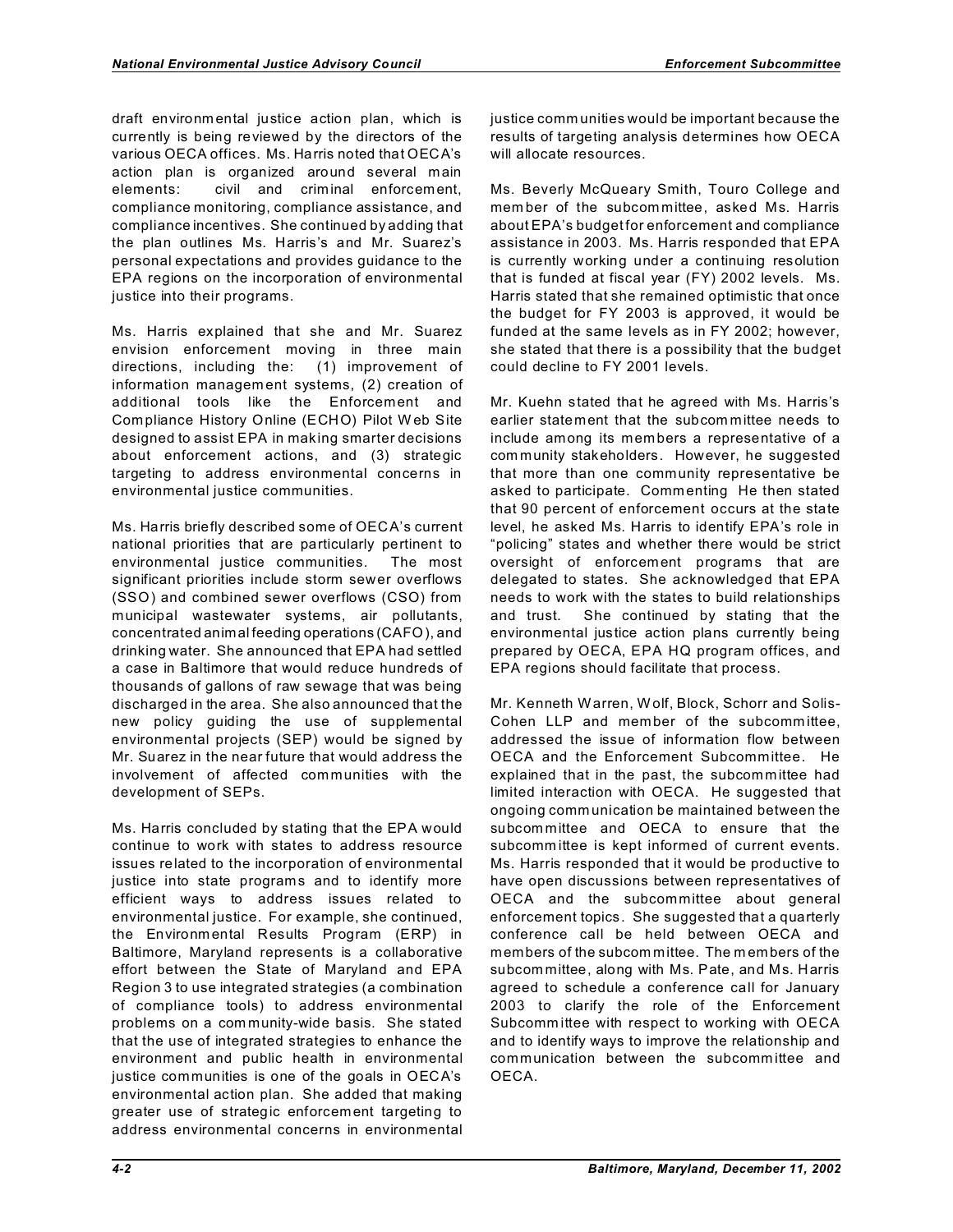draft environmental justice action plan, which is currently is being reviewed by the directors of the various OECA offices. Ms. Harris noted that OECA's action plan is organized around several main elements: civil and criminal enforcement, compliance monitoring, compliance assistance, and compliance incentives. She continued by adding that the plan outlines Ms. Harris's and Mr. Suarez's personal expectations and provides guidance to the EPA regions on the incorporation of environmental justice into their programs.

Ms. Harris explained that she and Mr. Suarez envision enforcement moving in three main directions, including the: (1) improvement of information management systems, (2) creation of additional tools like the Enforcement and Compliance History Online (ECHO) Pilot Web Site designed to assist EPA in making smarter decisions about enforcement actions, and (3) strategic targeting to address environmental concerns in environmental justice communities.

Ms. Harris briefly described some of OECA's current national priorities that are particularly pertinent to environmental justice communities. The most significant priorities include storm sewer overflows (SSO) and combined sewer overflows (CSO) from municipal wastewater systems, air pollutants, concentrated animal feeding operations (CAFO), and drinking water. She announced that EPA had settled a case in Baltimore that would reduce hundreds of thousands of gallons of raw sewage that was being discharged in the area. She also announced that the new policy guiding the use of supplemental environmental projects (SEP) would be signed by Mr. Suarez in the near future that would address the involvement of affected communities with the development of SEPs.

Ms. Harris concluded by stating that the EPA would continue to work with states to address resource issues related to the incorporation of environmental justice into state programs and to identify more efficient ways to address issues related to environmental justice. For example, she continued, the Environmental Results Program (ERP) in Baltimore, Maryland represents is a collaborative effort between the State of Maryland and EPA Region 3 to use integrated strategies (a combination of compliance tools) to address environmental problems on a community-wide basis. She stated that the use of integrated strategies to enhance the environment and public health in environmental justice communities is one of the goals in OECA's environmental action plan. She added that making greater use of strategic enforcement targeting to address environmental concerns in environmental justice communities would be important because the results of targeting analysis determines how OECA will allocate resources.

Ms. Beverly McQueary Smith, Touro College and member of the subcommittee, asked Ms. Harris about EPA's budget for enforcement and compliance assistance in 2003. Ms. Harris responded that EPA is currently working under a continuing resolution that is funded at fiscal year (FY) 2002 levels. Ms. Harris stated that she remained optimistic that once the budget for FY 2003 is approved, it would be funded at the same levels as in FY 2002; however, she stated that there is a possibility that the budget could decline to FY 2001 levels.

Mr. Kuehn stated that he agreed with Ms. Harris's earlier statement that the subcommittee needs to include among its members a representative of a community stakeholders. However, he suggested that more than one community representative be asked to participate. Commenting He then stated that 90 percent of enforcement occurs at the state level, he asked Ms. Harris to identify EPA's role in "policing" states and whether there would be strict oversight of enforcement programs that are delegated to states. She acknowledged that EPA needs to work with the states to build relationships and trust. She continued by stating that the environmental justice action plans currently being prepared by OECA, EPA HQ program offices, and EPA regions should facilitate that process.

Mr. Kenneth Warren, Wolf, Block, Schorr and Solis-Cohen LLP and member of the subcommittee, addressed the issue of information flow between OECA and the Enforcement Subcommittee. He explained that in the past, the subcommittee had limited interaction with OECA. He suggested that ongoing communication be maintained between the subcommittee and OECA to ensure that the subcommittee is kept informed of current events. Ms. Harris responded that it would be productive to have open discussions between representatives of OECA and the subcommittee about general enforcement topics. She suggested that a quarterly conference call be held between OECA and members of the subcommittee. The members of the subcommittee, along with Ms. Pate, and Ms. Harris agreed to schedule a conference call for January 2003 to clarify the role of the Enforcement Subcommittee with respect to working with OECA and to identify ways to improve the relationship and communication between the subcommittee and OECA.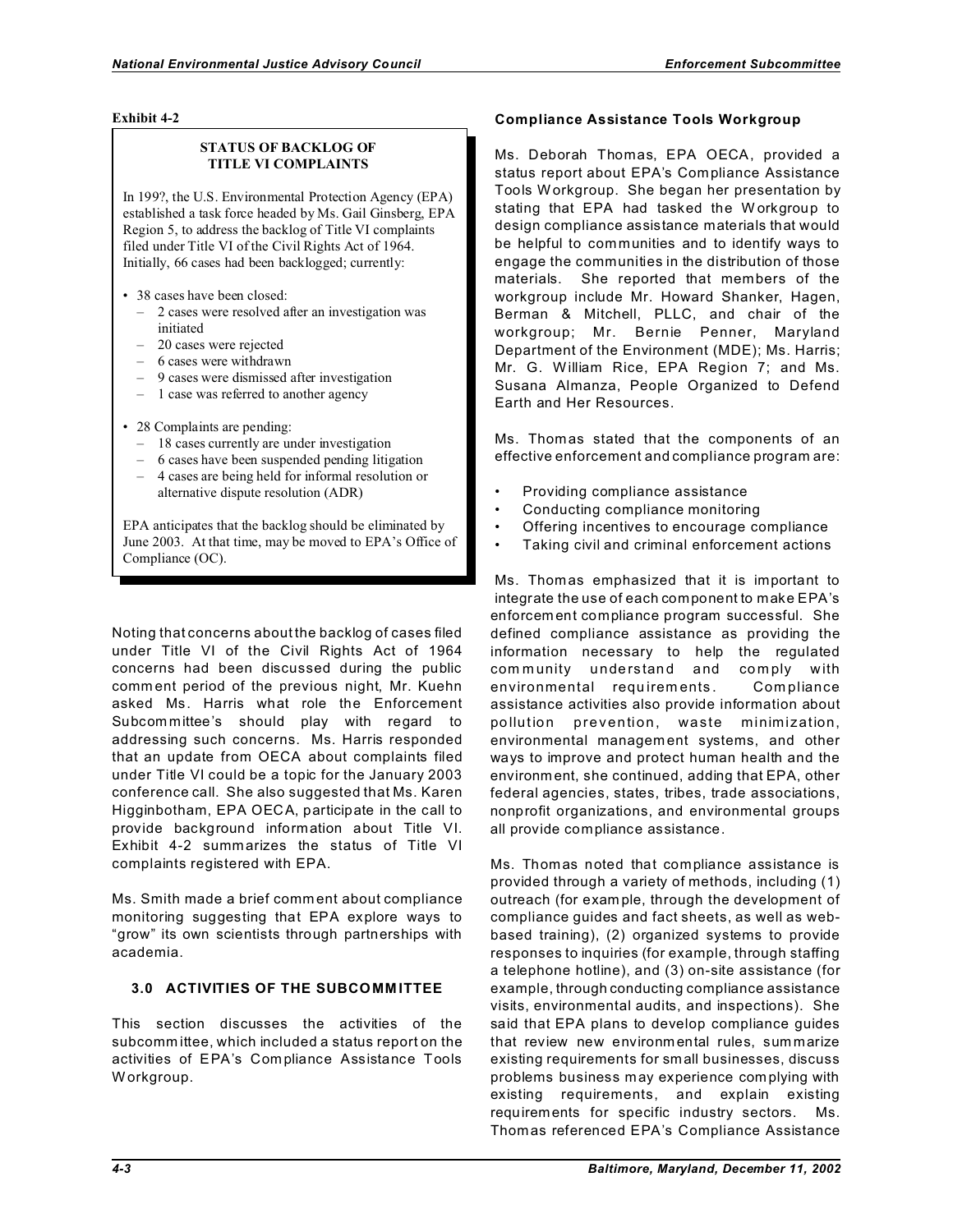**Exhibit 4-2**

**STATUS OF BACKLOG OF TITLE VI COMPLAINTS**

In 199?, the U.S. Environmental Protection Agency (EPA) established a task force headed by Ms. Gail Ginsberg, EPA Region 5, to address the backlog of Title VI complaints filed under Title VI of the Civil Rights Act of 1964. Initially, 66 cases had been backlogged; currently:

- 38 cases have been closed:
  - 2 cases were resolved after an investigation was initiated
  - 20 cases were rejected
  - 6 cases were withdrawn
  - 9 cases were dismissed after investigation
  - 1 case was referred to another agency
- 28 Complaints are pending:
  - 18 cases currently are under investigation
  - 6 cases have been suspended pending litigation
  - 4 cases are being held for informal resolution or alternative dispute resolution (ADR)

EPA anticipates that the backlog should be eliminated by June 2003. At that time, may be moved to EPA's Office of Compliance (OC).

Noting that concerns about the backlog of cases filed under Title VI of the Civil Rights Act of 1964 concerns had been discussed during the public comment period of the previous night, Mr. Kuehn asked Ms. Harris what role the Enforcement Subcommittee's should play with regard to addressing such concerns. Ms. Harris responded that an update from OECA about complaints filed under Title VI could be a topic for the January 2003 conference call. She also suggested that Ms. Karen Higginbotham, EPA OECA, participate in the call to provide background information about Title VI. Exhibit 4-2 summarizes the status of Title VI complaints registered with EPA.

Ms. Smith made a brief comment about compliance monitoring suggesting that EPA explore ways to "grow" its own scientists through partnerships with academia.

## 3.0 ACTIVITIES OF THE SUBCOMMITTEE

This section discusses the activities of the subcommittee, which included a status report on the activities of EPA's Compliance Assistance Tools Workgroup.

### Compliance Assistance Tools Workgroup

Ms. Deborah Thomas, EPA OECA, provided a status report about EPA's Compliance Assistance Tools Workgroup. She began her presentation by stating that EPA had tasked the Workgroup to design compliance assistance materials that would be helpful to communities and to identify ways to engage the communities in the distribution of those materials. She reported that members of the workgroup include Mr. Howard Shanker, Hagen, Berman & Mitchell, PLLC, and chair of the workgroup; Mr. Bernie Penner, Maryland Department of the Environment (MDE); Ms. Harris; Mr. G. William Rice, EPA Region 7; and Ms. Susana Almanza, People Organized to Defend Earth and Her Resources.

Ms. Thomas stated that the components of an effective enforcement and compliance program are:

- Providing compliance assistance
- Conducting compliance monitoring
- Offering incentives to encourage compliance
- Taking civil and criminal enforcement actions

Ms. Thomas emphasized that it is important to integrate the use of each component to make EPA's enforcement compliance program successful. She defined compliance assistance as providing the information necessary to help the regulated community understand and comply with environmental requirements. Compliance assistance activities also provide information about pollution prevention, waste minimization, environmental management systems, and other ways to improve and protect human health and the environment, she continued, adding that EPA, other federal agencies, states, tribes, trade associations, nonprofit organizations, and environmental groups all provide compliance assistance.

Ms. Thomas noted that compliance assistance is provided through a variety of methods, including (1) outreach (for example, through the development of compliance guides and fact sheets, as well as web-based training), (2) organized systems to provide responses to inquiries (for example, through staffing a telephone hotline), and (3) on-site assistance (for example, through conducting compliance assistance visits, environmental audits, and inspections). She said that EPA plans to develop compliance guides that review new environmental rules, summarize existing requirements for small businesses, discuss problems business may experience complying with existing requirements, and explain existing requirements for specific industry sectors. Ms. Thomas referenced EPA's Compliance Assistance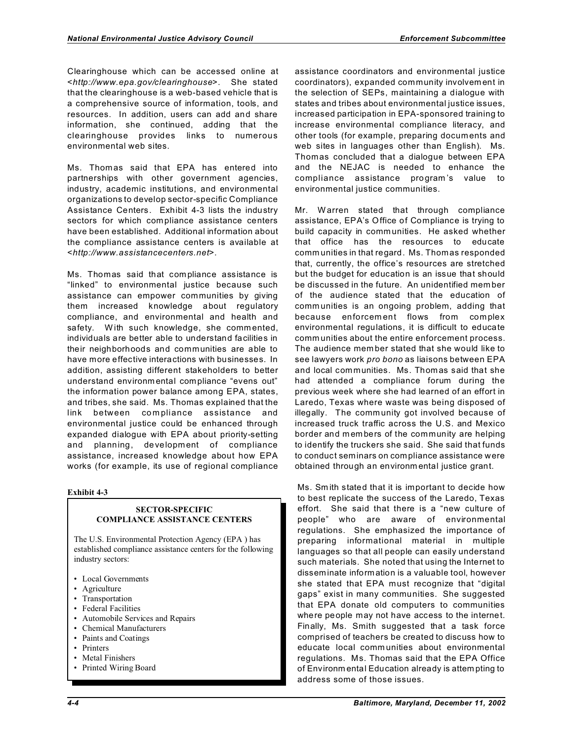Clearinghouse which can be accessed online at <*http://www.epa.gov/clearinghouse*>. She stated that the clearinghouse is a web-based vehicle that is a comprehensive source of information, tools, and resources. In addition, users can add and share information, she continued, adding that the clearinghouse provides links to numerous environmental web sites.

Ms. Thomas said that EPA has entered into partnerships with other government agencies, industry, academic institutions, and environmental organizations to develop sector-specific Compliance Assistance Centers. Exhibit 4-3 lists the industry sectors for which compliance assistance centers have been established. Additional information about the compliance assistance centers is available at <*http://www.assistancecenters.net*>.

Ms. Thomas said that compliance assistance is "linked" to environmental justice because such assistance can empower communities by giving them increased knowledge about regulatory compliance, and environmental and health and safety. With such knowledge, she commented, individuals are better able to understand facilities in their neighborhoods and communities are able to have more effective interactions with businesses. In addition, assisting different stakeholders to better understand environmental compliance "evens out" the information power balance among EPA, states, and tribes, she said. Ms. Thomas explained that the link between compliance assistance and environmental justice could be enhanced through expanded dialogue with EPA about priority-setting and planning, development of compliance assistance, increased knowledge about how EPA works (for example, its use of regional compliance assistance coordinators and environmental justice coordinators), expanded community involvement in the selection of SEPs, maintaining a dialogue with states and tribes about environmental justice issues, increased participation in EPA-sponsored training to increase environmental compliance literacy, and other tools (for example, preparing documents and web sites in languages other than English). Ms. Thomas concluded that a dialogue between EPA and the NEJAC is needed to enhance the compliance assistance program's value to environmental justice communities.

**Exhibit 4-3**

**SECTOR-SPECIFIC COMPLIANCE ASSISTANCE CENTERS**

The U.S. Environmental Protection Agency (EPA ) has established compliance assistance centers for the following industry sectors:

- Local Governments
- Agriculture
- Transportation
- Federal Facilities
- Automobile Services and Repairs
- Chemical Manufacturers
- Paints and Coatings
- Printers
- Metal Finishers
- Printed Wiring Board

Mr. Warren stated that through compliance assistance, EPA's Office of Compliance is trying to build capacity in communities. He asked whether that office has the resources to educate communities in that regard. Ms. Thomas responded that, currently, the office's resources are stretched but the budget for education is an issue that should be discussed in the future. An unidentified member of the audience stated that the education of communities is an ongoing problem, adding that because enforcement flows from complex environmental regulations, it is difficult to educate communities about the entire enforcement process. The audience member stated that she would like to see lawyers work *pro bono* as liaisons between EPA and local communities. Ms. Thomas said that she had attended a compliance forum during the previous week where she had learned of an effort in Laredo, Texas where waste was being disposed of illegally. The community got involved because of increased truck traffic across the U.S. and Mexico border and members of the community are helping to identify the truckers she said. She said that funds to conduct seminars on compliance assistance were obtained through an environmental justice grant.

Ms. Smith stated that it is important to decide how to best replicate the success of the Laredo, Texas effort. She said that there is a "new culture of people" who are aware of environmental regulations. She emphasized the importance of preparing informational material in multiple languages so that all people can easily understand such materials. She noted that using the Internet to disseminate information is a valuable tool, however she stated that EPA must recognize that "digital gaps" exist in many communities. She suggested that EPA donate old computers to communities where people may not have access to the internet. Finally, Ms. Smith suggested that a task force comprised of teachers be created to discuss how to educate local communities about environmental regulations. Ms. Thomas said that the EPA Office of Environmental Education already is attempting to address some of those issues.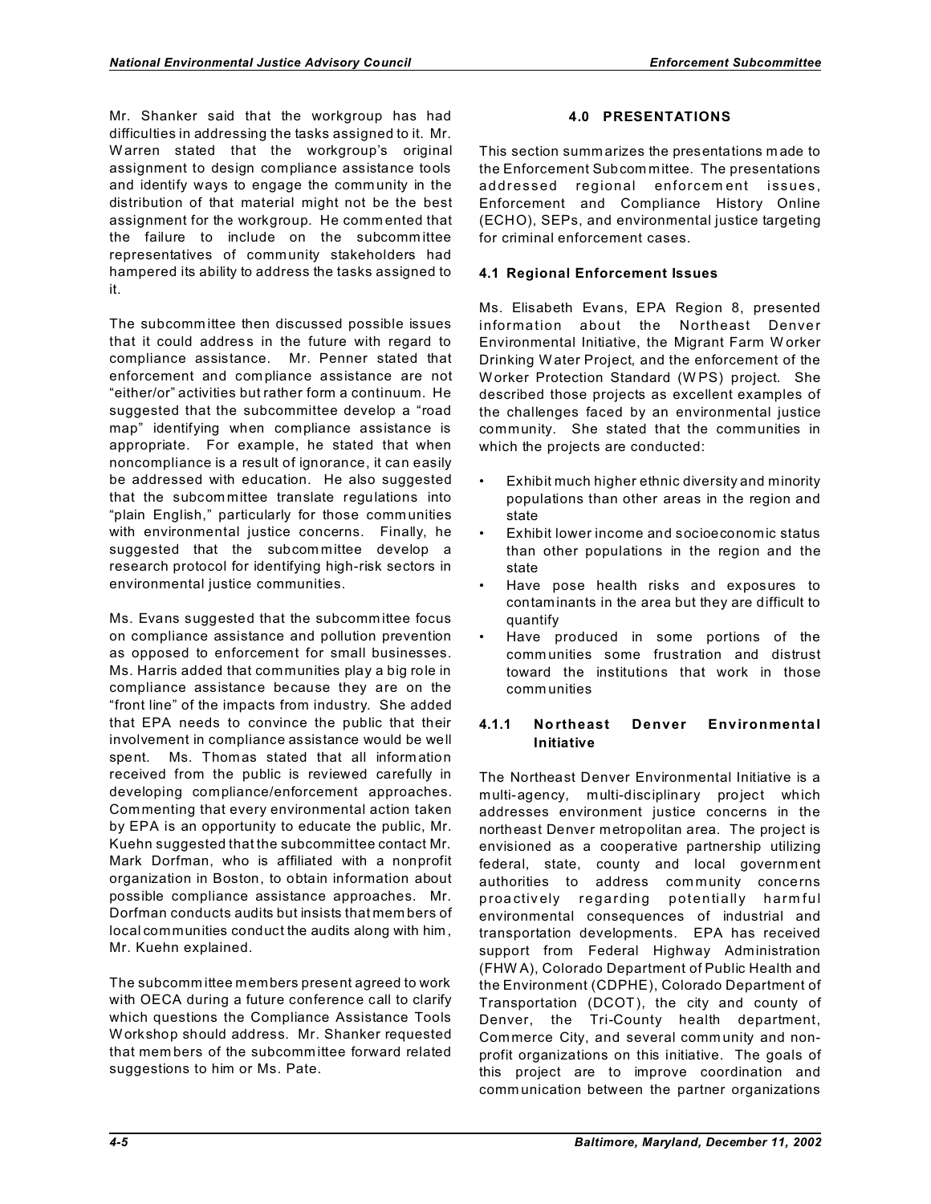Mr. Shanker said that the workgroup has had difficulties in addressing the tasks assigned to it. Mr. Warren stated that the workgroup's original assignment to design compliance assistance tools and identify ways to engage the community in the distribution of that material might not be the best assignment for the workgroup. He commented that the failure to include on the subcommittee representatives of community stakeholders had hampered its ability to address the tasks assigned to it.

The subcommittee then discussed possible issues that it could address in the future with regard to compliance assistance. Mr. Penner stated that enforcement and compliance assistance are not "either/or" activities but rather form a continuum. He suggested that the subcommittee develop a "road map" identifying when compliance assistance is appropriate. For example, he stated that when noncompliance is a result of ignorance, it can easily be addressed with education. He also suggested that the subcommittee translate regulations into "plain English," particularly for those communities with environmental justice concerns. Finally, he suggested that the subcommittee develop a research protocol for identifying high-risk sectors in environmental justice communities.

Ms. Evans suggested that the subcommittee focus on compliance assistance and pollution prevention as opposed to enforcement for small businesses. Ms. Harris added that communities play a big role in compliance assistance because they are on the "front line" of the impacts from industry. She added that EPA needs to convince the public that their involvement in compliance assistance would be well spent. Ms. Thomas stated that all information received from the public is reviewed carefully in developing compliance/enforcement approaches. Commenting that every environmental action taken by EPA is an opportunity to educate the public, Mr. Kuehn suggested that the subcommittee contact Mr. Mark Dorfman, who is affiliated with a nonprofit organization in Boston, to obtain information about possible compliance assistance approaches. Mr. Dorfman conducts audits but insists that members of local communities conduct the audits along with him, Mr. Kuehn explained.

The subcommittee members present agreed to work with OECA during a future conference call to clarify which questions the Compliance Assistance Tools Workshop should address. Mr. Shanker requested that members of the subcommittee forward related suggestions to him or Ms. Pate.

## 4.0 PRESENTATIONS

This section summarizes the presentations made to the Enforcement Subcommittee. The presentations addressed regional enforcement issues, Enforcement and Compliance History Online (ECHO), SEPs, and environmental justice targeting for criminal enforcement cases.

### 4.1 Regional Enforcement Issues

Ms. Elisabeth Evans, EPA Region 8, presented information about the Northeast Denver Environmental Initiative, the Migrant Farm Worker Drinking Water Project, and the enforcement of the Worker Protection Standard (WPS) project. She described those projects as excellent examples of the challenges faced by an environmental justice community. She stated that the communities in which the projects are conducted:

- Exhibit much higher ethnic diversity and minority populations than other areas in the region and state
- Exhibit lower income and socioeconomic status than other populations in the region and the state
- Have pose health risks and exposures to contaminants in the area but they are difficult to quantify
- Have produced in some portions of the communities some frustration and distrust toward the institutions that work in those communities

#### 4.1.1 Northeast Denver Environmental Initiative

The Northeast Denver Environmental Initiative is a multi-agency, multi-disciplinary project which addresses environment justice concerns in the northeast Denver metropolitan area. The project is envisioned as a cooperative partnership utilizing federal, state, county and local government authorities to address community concerns proactively regarding potentially harmful environmental consequences of industrial and transportation developments. EPA has received support from Federal Highway Administration (FHWA), Colorado Department of Public Health and the Environment (CDPHE), Colorado Department of Transportation (DCOT), the city and county of Denver, the Tri-County health department, Commerce City, and several community and non-profit organizations on this initiative. The goals of this project are to improve coordination and communication between the partner organizations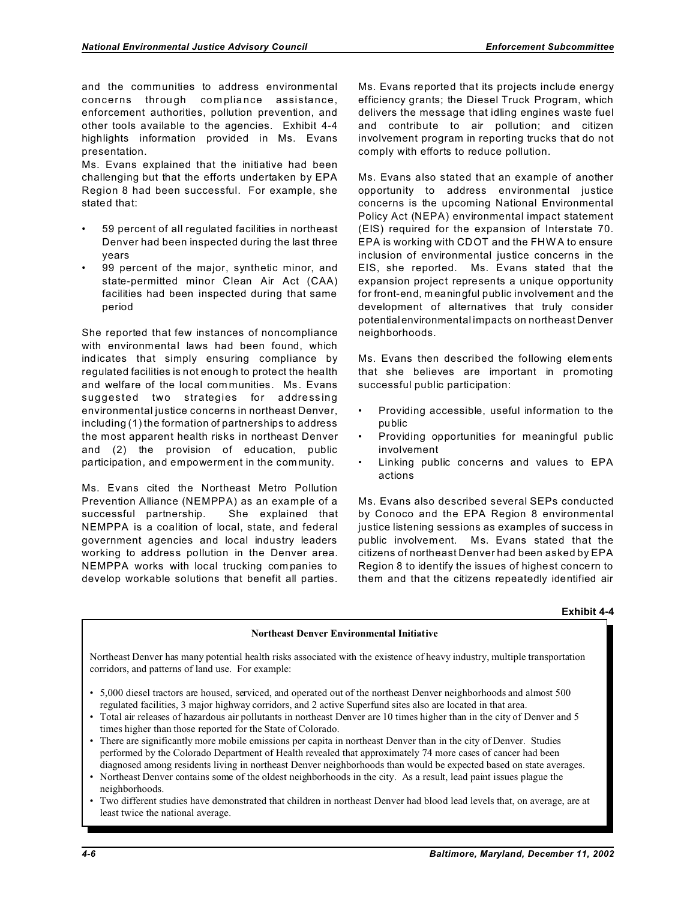and the communities to address environmental concerns through compliance assistance, enforcement authorities, pollution prevention, and other tools available to the agencies. Exhibit 4-4 highlights information provided in Ms. Evans presentation.

Ms. Evans explained that the initiative had been challenging but that the efforts undertaken by EPA Region 8 had been successful. For example, she stated that:

- 59 percent of all regulated facilities in northeast Denver had been inspected during the last three years
- 99 percent of the major, synthetic minor, and state-permitted minor Clean Air Act (CAA) facilities had been inspected during that same period

She reported that few instances of noncompliance with environmental laws had been found, which indicates that simply ensuring compliance by regulated facilities is not enough to protect the health and welfare of the local communities. Ms. Evans suggested two strategies for addressing environmental justice concerns in northeast Denver, including (1) the formation of partnerships to address the most apparent health risks in northeast Denver and (2) the provision of education, public participation, and empowerment in the community.

Ms. Evans cited the Northeast Metro Pollution Prevention Alliance (NEMPPA) as an example of a successful partnership. She explained that NEMPPA is a coalition of local, state, and federal government agencies and local industry leaders working to address pollution in the Denver area. NEMPPA works with local trucking companies to develop workable solutions that benefit all parties. Ms. Evans reported that its projects include energy efficiency grants; the Diesel Truck Program, which delivers the message that idling engines waste fuel and contribute to air pollution; and citizen involvement program in reporting trucks that do not comply with efforts to reduce pollution.

Ms. Evans also stated that an example of another opportunity to address environmental justice concerns is the upcoming National Environmental Policy Act (NEPA) environmental impact statement (EIS) required for the expansion of Interstate 70. EPA is working with CDOT and the FHWA to ensure inclusion of environmental justice concerns in the EIS, she reported. Ms. Evans stated that the expansion project represents a unique opportunity for front-end, meaningful public involvement and the development of alternatives that truly consider potential environmental impacts on northeast Denver neighborhoods.

Ms. Evans then described the following elements that she believes are important in promoting successful public participation:

- Providing accessible, useful information to the public
- Providing opportunities for meaningful public involvement
- Linking public concerns and values to EPA actions

Ms. Evans also described several SEPs conducted by Conoco and the EPA Region 8 environmental justice listening sessions as examples of success in public involvement. Ms. Evans stated that the citizens of northeast Denver had been asked by EPA Region 8 to identify the issues of highest concern to them and that the citizens repeatedly identified air

**Exhibit 4-4**

**Northeast Denver Environmental Initiative**

Northeast Denver has many potential health risks associated with the existence of heavy industry, multiple transportation corridors, and patterns of land use. For example:

- 5,000 diesel tractors are housed, serviced, and operated out of the northeast Denver neighborhoods and almost 500 regulated facilities, 3 major highway corridors, and 2 active Superfund sites also are located in that area.
- Total air releases of hazardous air pollutants in northeast Denver are 10 times higher than in the city of Denver and 5 times higher than those reported for the State of Colorado.
- There are significantly more mobile emissions per capita in northeast Denver than in the city of Denver. Studies performed by the Colorado Department of Health revealed that approximately 74 more cases of cancer had been diagnosed among residents living in northeast Denver neighborhoods than would be expected based on state averages.
- Northeast Denver contains some of the oldest neighborhoods in the city. As a result, lead paint issues plague the neighborhoods.
- Two different studies have demonstrated that children in northeast Denver had blood lead levels that, on average, are at least twice the national average.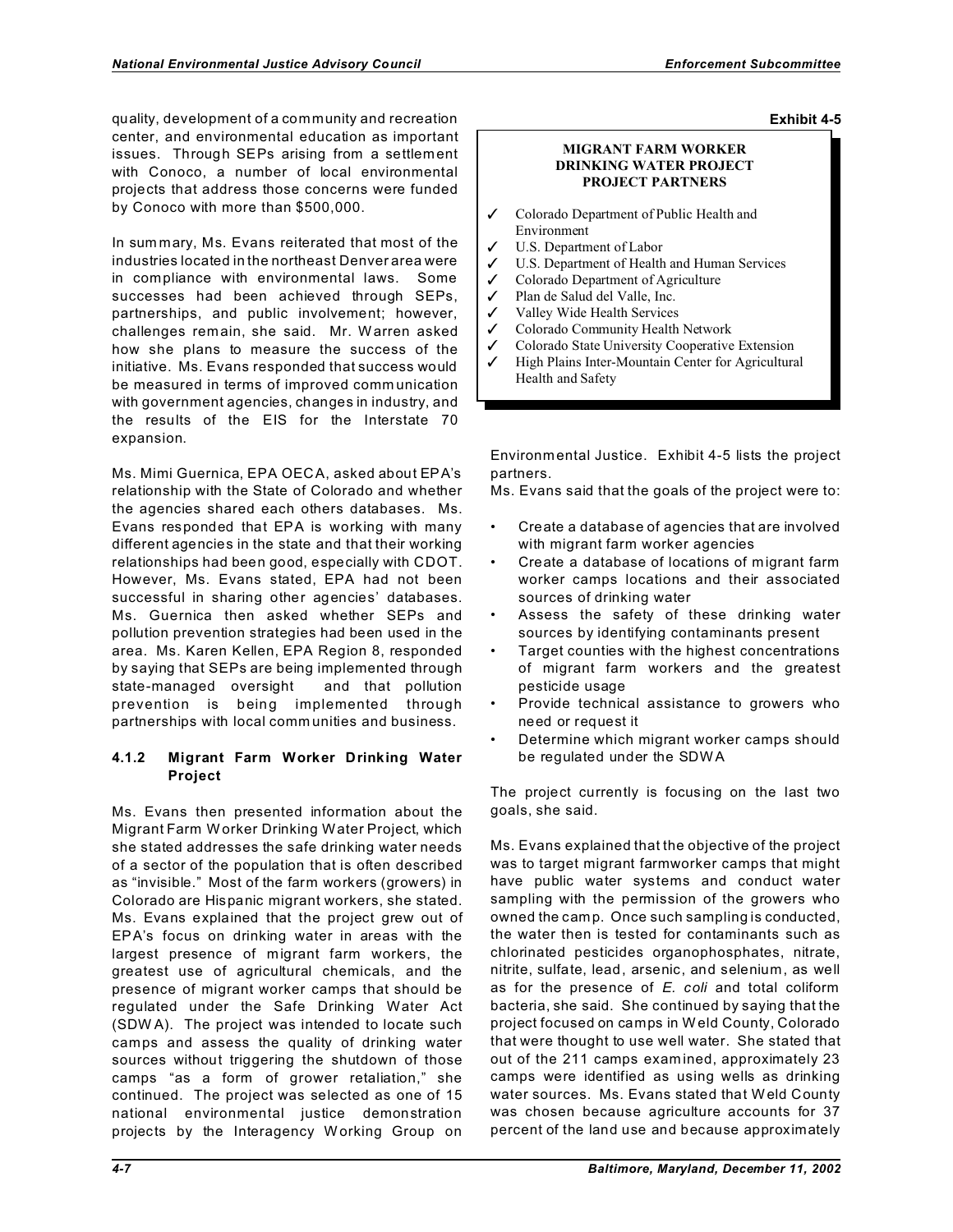quality, development of a community and recreation center, and environmental education as important issues. Through SEPs arising from a settlement with Conoco, a number of local environmental projects that address those concerns were funded by Conoco with more than $500,000.

In summary, Ms. Evans reiterated that most of the industries located in the northeast Denver area were in compliance with environmental laws. Some successes had been achieved through SEPs, partnerships, and public involvement; however, challenges remain, she said. Mr. Warren asked how she plans to measure the success of the initiative. Ms. Evans responded that success would be measured in terms of improved communication with government agencies, changes in industry, and the results of the EIS for the Interstate 70 expansion.

Ms. Mimi Guernica, EPA OECA, asked about EPA's relationship with the State of Colorado and whether the agencies shared each others databases. Ms. Evans responded that EPA is working with many different agencies in the state and that their working relationships had been good, especially with CDOT. However, Ms. Evans stated, EPA had not been successful in sharing other agencies' databases. Ms. Guernica then asked whether SEPs and pollution prevention strategies had been used in the area. Ms. Karen Kellen, EPA Region 8, responded by saying that SEPs are being implemented through state-managed oversight and that pollution prevention is being implemented through partnerships with local communities and business.

### 4.1.2 Migrant Farm Worker Drinking Water Project

Ms. Evans then presented information about the Migrant Farm Worker Drinking Water Project, which she stated addresses the safe drinking water needs of a sector of the population that is often described as "invisible." Most of the farm workers (growers) in Colorado are Hispanic migrant workers, she stated. Ms. Evans explained that the project grew out of EPA's focus on drinking water in areas with the largest presence of migrant farm workers, the greatest use of agricultural chemicals, and the presence of migrant worker camps that should be regulated under the Safe Drinking Water Act (SDWA). The project was intended to locate such camps and assess the quality of drinking water sources without triggering the shutdown of those camps "as a form of grower retaliation," she continued. The project was selected as one of 15 national environmental justice demonstration projects by the Interagency Working Group on Environmental Justice. Exhibit 4-5 lists the project partners.

**Exhibit 4-5**

**MIGRANT FARM WORKER DRINKING WATER PROJECT PROJECT PARTNERS**

- ✓ Colorado Department of Public Health and Environment
- ✓ U.S. Department of Labor
- ✓ U.S. Department of Health and Human Services
- ✓ Colorado Department of Agriculture
- ✓ Plan de Salud del Valle, Inc.
- ✓ Valley Wide Health Services
- ✓ Colorado Community Health Network
- ✓ Colorado State University Cooperative Extension
- ✓ High Plains Inter-Mountain Center for Agricultural Health and Safety

Ms. Evans said that the goals of the project were to:

- Create a database of agencies that are involved with migrant farm worker agencies
- Create a database of locations of migrant farm worker camps locations and their associated sources of drinking water
- Assess the safety of these drinking water sources by identifying contaminants present
- Target counties with the highest concentrations of migrant farm workers and the greatest pesticide usage
- Provide technical assistance to growers who need or request it
- Determine which migrant worker camps should be regulated under the SDWA

The project currently is focusing on the last two goals, she said.

Ms. Evans explained that the objective of the project was to target migrant farmworker camps that might have public water systems and conduct water sampling with the permission of the growers who owned the camp. Once such sampling is conducted, the water then is tested for contaminants such as chlorinated pesticides organophosphates, nitrate, nitrite, sulfate, lead, arsenic, and selenium, as well as for the presence of *E. coli* and total coliform bacteria, she said. She continued by saying that the project focused on camps in Weld County, Colorado that were thought to use well water. She stated that out of the 211 camps examined, approximately 23 camps were identified as using wells as drinking water sources. Ms. Evans stated that Weld County was chosen because agriculture accounts for 37 percent of the land use and because approximately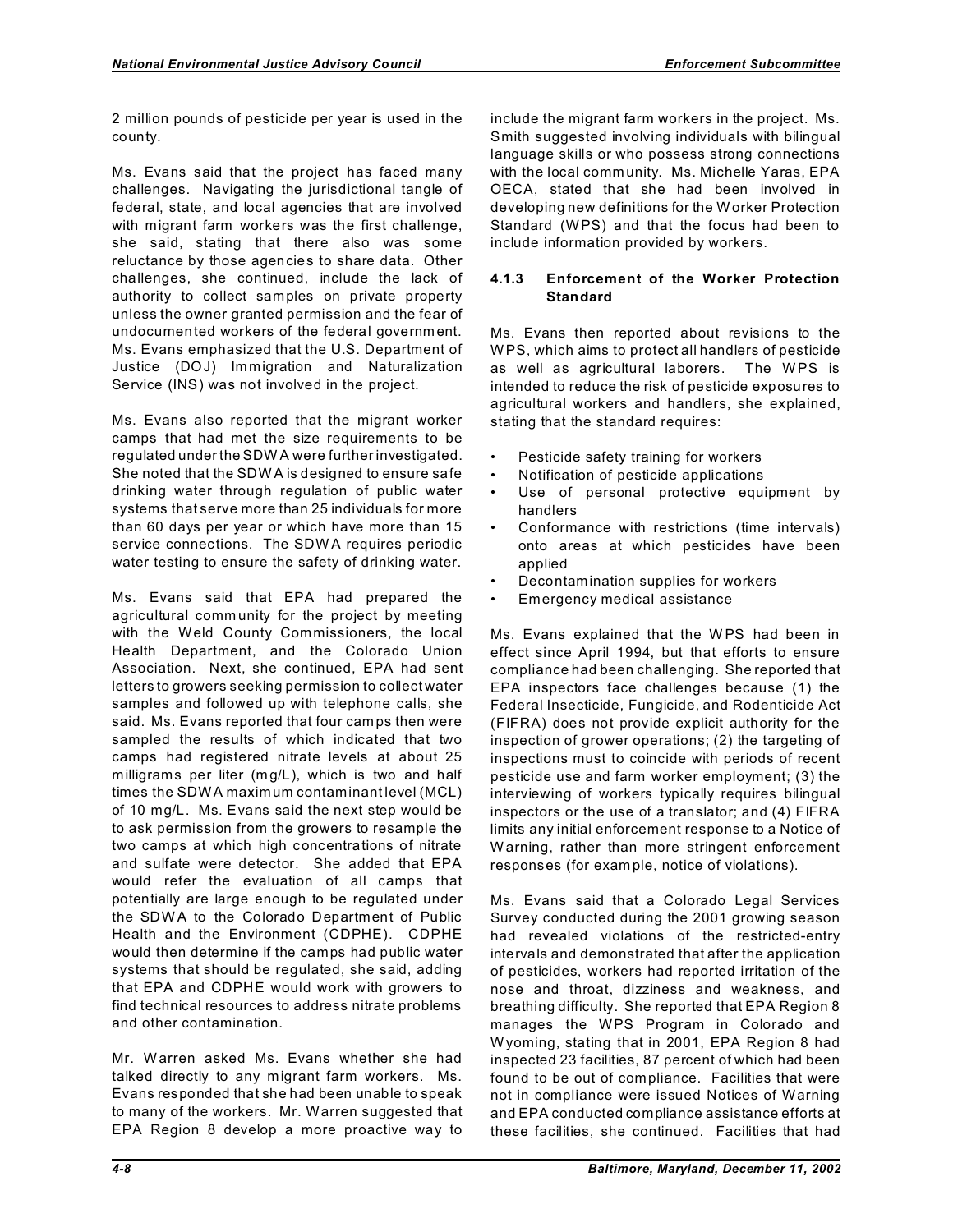2 million pounds of pesticide per year is used in the county.

Ms. Evans said that the project has faced many challenges. Navigating the jurisdictional tangle of federal, state, and local agencies that are involved with migrant farm workers was the first challenge, she said, stating that there also was some reluctance by those agencies to share data. Other challenges, she continued, include the lack of authority to collect samples on private property unless the owner granted permission and the fear of undocumented workers of the federal government. Ms. Evans emphasized that the U.S. Department of Justice (DOJ) Immigration and Naturalization Service (INS) was not involved in the project.

Ms. Evans also reported that the migrant worker camps that had met the size requirements to be regulated under the SDWA were further investigated. She noted that the SDWA is designed to ensure safe drinking water through regulation of public water systems that serve more than 25 individuals for more than 60 days per year or which have more than 15 service connections. The SDWA requires periodic water testing to ensure the safety of drinking water.

Ms. Evans said that EPA had prepared the agricultural community for the project by meeting with the Weld County Commissioners, the local Health Department, and the Colorado Union Association. Next, she continued, EPA had sent letters to growers seeking permission to collect water samples and followed up with telephone calls, she said. Ms. Evans reported that four camps then were sampled the results of which indicated that two camps had registered nitrate levels at about 25 milligrams per liter (mg/L), which is two and half times the SDWA maximum contaminant level (MCL) of 10 mg/L. Ms. Evans said the next step would be to ask permission from the growers to resample the two camps at which high concentrations of nitrate and sulfate were detector. She added that EPA would refer the evaluation of all camps that potentially are large enough to be regulated under the SDWA to the Colorado Department of Public Health and the Environment (CDPHE). CDPHE would then determine if the camps had public water systems that should be regulated, she said, adding that EPA and CDPHE would work with growers to find technical resources to address nitrate problems and other contamination.

Mr. Warren asked Ms. Evans whether she had talked directly to any migrant farm workers. Ms. Evans responded that she had been unable to speak to many of the workers. Mr. Warren suggested that EPA Region 8 develop a more proactive way to include the migrant farm workers in the project. Ms. Smith suggested involving individuals with bilingual language skills or who possess strong connections with the local community. Ms. Michelle Yaras, EPA OECA, stated that she had been involved in developing new definitions for the Worker Protection Standard (WPS) and that the focus had been to include information provided by workers.

### 4.1.3 Enforcement of the Worker Protection Standard

Ms. Evans then reported about revisions to the WPS, which aims to protect all handlers of pesticide as well as agricultural laborers. The WPS is intended to reduce the risk of pesticide exposures to agricultural workers and handlers, she explained, stating that the standard requires:

- Pesticide safety training for workers
- Notification of pesticide applications
- Use of personal protective equipment by handlers
- Conformance with restrictions (time intervals) onto areas at which pesticides have been applied
- Decontamination supplies for workers
- Emergency medical assistance

Ms. Evans explained that the WPS had been in effect since April 1994, but that efforts to ensure compliance had been challenging. She reported that EPA inspectors face challenges because (1) the Federal Insecticide, Fungicide, and Rodenticide Act (FIFRA) does not provide explicit authority for the inspection of grower operations; (2) the targeting of inspections must to coincide with periods of recent pesticide use and farm worker employment; (3) the interviewing of workers typically requires bilingual inspectors or the use of a translator; and (4) FIFRA limits any initial enforcement response to a Notice of Warning, rather than more stringent enforcement responses (for example, notice of violations).

Ms. Evans said that a Colorado Legal Services Survey conducted during the 2001 growing season had revealed violations of the restricted-entry intervals and demonstrated that after the application of pesticides, workers had reported irritation of the nose and throat, dizziness and weakness, and breathing difficulty. She reported that EPA Region 8 manages the WPS Program in Colorado and Wyoming, stating that in 2001, EPA Region 8 had inspected 23 facilities, 87 percent of which had been found to be out of compliance. Facilities that were not in compliance were issued Notices of Warning and EPA conducted compliance assistance efforts at these facilities, she continued. Facilities that had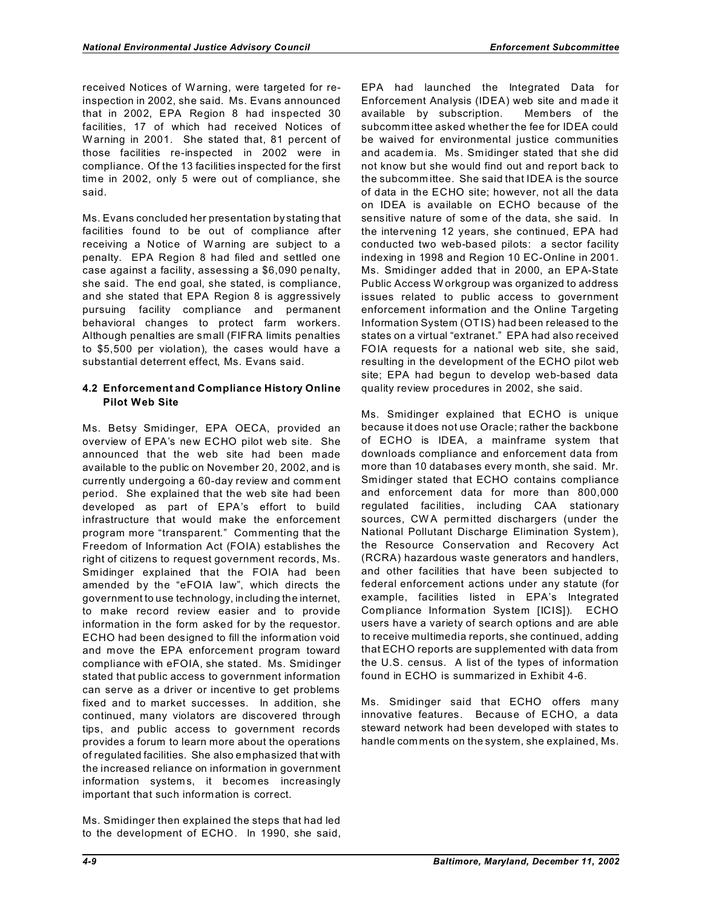received Notices of Warning, were targeted for re-inspection in 2002, she said. Ms. Evans announced that in 2002, EPA Region 8 had inspected 30 facilities, 17 of which had received Notices of Warning in 2001. She stated that, 81 percent of those facilities re-inspected in 2002 were in compliance. Of the 13 facilities inspected for the first time in 2002, only 5 were out of compliance, she said.

Ms. Evans concluded her presentation by stating that facilities found to be out of compliance after receiving a Notice of Warning are subject to a penalty. EPA Region 8 had filed and settled one case against a facility, assessing a $6,090 penalty, she said. The end goal, she stated, is compliance, and she stated that EPA Region 8 is aggressively pursuing facility compliance and permanent behavioral changes to protect farm workers. Although penalties are small (FIFRA limits penalties to $5,500 per violation), the cases would have a substantial deterrent effect, Ms. Evans said.

### 4.2 Enforcement and Compliance History Online Pilot Web Site

Ms. Betsy Smidinger, EPA OECA, provided an overview of EPA's new ECHO pilot web site. She announced that the web site had been made available to the public on November 20, 2002, and is currently undergoing a 60-day review and comment period. She explained that the web site had been developed as part of EPA's effort to build infrastructure that would make the enforcement program more "transparent." Commenting that the Freedom of Information Act (FOIA) establishes the right of citizens to request government records, Ms. Smidinger explained that the FOIA had been amended by the "eFOIA law", which directs the government to use technology, including the internet, to make record review easier and to provide information in the form asked for by the requestor. ECHO had been designed to fill the information void and move the EPA enforcement program toward compliance with eFOIA, she stated. Ms. Smidinger stated that public access to government information can serve as a driver or incentive to get problems fixed and to market successes. In addition, she continued, many violators are discovered through tips, and public access to government records provides a forum to learn more about the operations of regulated facilities. She also emphasized that with the increased reliance on information in government information systems, it becomes increasingly important that such information is correct.

Ms. Smidinger then explained the steps that had led to the development of ECHO. In 1990, she said, EPA had launched the Integrated Data for Enforcement Analysis (IDEA) web site and made it available by subscription. Members of the subcommittee asked whether the fee for IDEA could be waived for environmental justice communities and academia. Ms. Smidinger stated that she did not know but she would find out and report back to the subcommittee. She said that IDEA is the source of data in the ECHO site; however, not all the data on IDEA is available on ECHO because of the sensitive nature of some of the data, she said. In the intervening 12 years, she continued, EPA had conducted two web-based pilots: a sector facility indexing in 1998 and Region 10 EC-Online in 2001. Ms. Smidinger added that in 2000, an EPA-State Public Access Workgroup was organized to address issues related to public access to government enforcement information and the Online Targeting Information System (OTIS) had been released to the states on a virtual "extranet." EPA had also received FOIA requests for a national web site, she said, resulting in the development of the ECHO pilot web site; EPA had begun to develop web-based data quality review procedures in 2002, she said.

Ms. Smidinger explained that ECHO is unique because it does not use Oracle; rather the backbone of ECHO is IDEA, a mainframe system that downloads compliance and enforcement data from more than 10 databases every month, she said. Mr. Smidinger stated that ECHO contains compliance and enforcement data for more than 800,000 regulated facilities, including CAA stationary sources, CWA permitted dischargers (under the National Pollutant Discharge Elimination System), the Resource Conservation and Recovery Act (RCRA) hazardous waste generators and handlers, and other facilities that have been subjected to federal enforcement actions under any statute (for example, facilities listed in EPA's Integrated Compliance Information System [ICIS]). ECHO users have a variety of search options and are able to receive multimedia reports, she continued, adding that ECHO reports are supplemented with data from the U.S. census. A list of the types of information found in ECHO is summarized in Exhibit 4-6.

Ms. Smidinger said that ECHO offers many innovative features. Because of ECHO, a data steward network had been developed with states to handle comments on the system, she explained, Ms.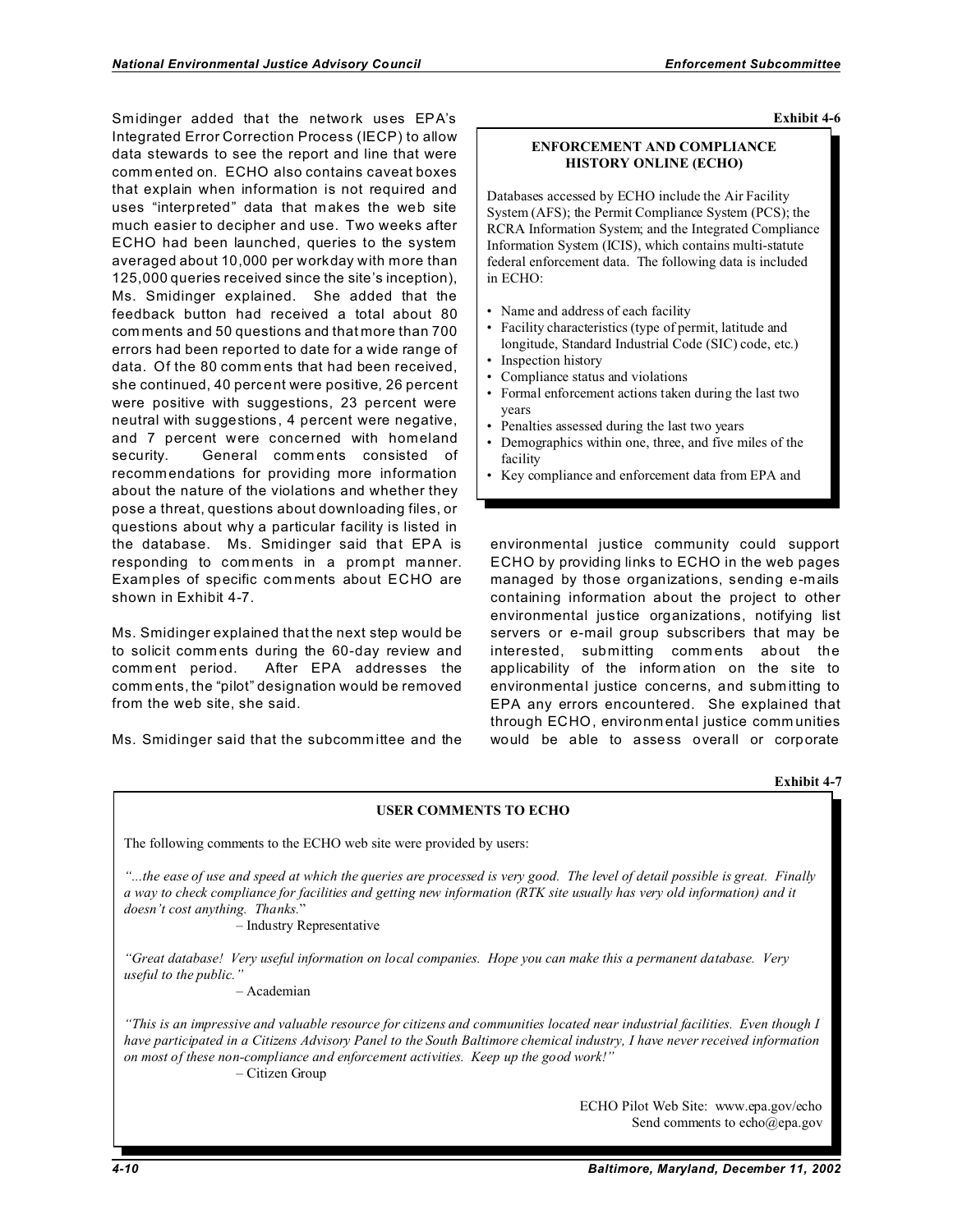Smidinger added that the network uses EPA's Integrated Error Correction Process (IECP) to allow data stewards to see the report and line that were commented on. ECHO also contains caveat boxes that explain when information is not required and uses "interpreted" data that makes the web site much easier to decipher and use. Two weeks after ECHO had been launched, queries to the system averaged about 10,000 per workday with more than 125,000 queries received since the site's inception), Ms. Smidinger explained. She added that the feedback button had received a total about 80 comments and 50 questions and that more than 700 errors had been reported to date for a wide range of data. Of the 80 comments that had been received, she continued, 40 percent were positive, 26 percent were positive with suggestions, 23 percent were neutral with suggestions, 4 percent were negative, and 7 percent were concerned with homeland security. General comments consisted of recommendations for providing more information about the nature of the violations and whether they pose a threat, questions about downloading files, or questions about why a particular facility is listed in the database. Ms. Smidinger said that EPA is responding to comments in a prompt manner. Examples of specific comments about ECHO are shown in Exhibit 4-7.

Ms. Smidinger explained that the next step would be to solicit comments during the 60-day review and comment period. After EPA addresses the comments, the "pilot" designation would be removed from the web site, she said.

Ms. Smidinger said that the subcommittee and the environmental justice community could support ECHO by providing links to ECHO in the web pages managed by those organizations, sending e-mails containing information about the project to other environmental justice organizations, notifying list servers or e-mail group subscribers that may be interested, submitting comments about the applicability of the information on the site to environmental justice concerns, and submitting to EPA any errors encountered. She explained that through ECHO, environmental justice communities would be able to assess overall or corporate

**Exhibit 4-6**

**ENFORCEMENT AND COMPLIANCE HISTORY ONLINE (ECHO)**

Databases accessed by ECHO include the Air Facility System (AFS); the Permit Compliance System (PCS); the RCRA Information System; and the Integrated Compliance Information System (ICIS), which contains multi-statute federal enforcement data. The following data is included in ECHO:

- Name and address of each facility
- Facility characteristics (type of permit, latitude and longitude, Standard Industrial Code (SIC) code, etc.)
- Inspection history
- Compliance status and violations
- Formal enforcement actions taken during the last two years
- Penalties assessed during the last two years
- Demographics within one, three, and five miles of the facility
- Key compliance and enforcement data from EPA and

**Exhibit 4-7**

**USER COMMENTS TO ECHO**

The following comments to the ECHO web site were provided by users:

*"...the ease of use and speed at which the queries are processed is very good. The level of detail possible is great. Finally a way to check compliance for facilities and getting new information (RTK site usually has very old information) and it doesn't cost anything. Thanks.*"

– Industry Representative

*"Great database! Very useful information on local companies. Hope you can make this a permanent database. Very useful to the public."*

– Academian

*"This is an impressive and valuable resource for citizens and communities located near industrial facilities. Even though I have participated in a Citizens Advisory Panel to the South Baltimore chemical industry, I have never received information on most of these non-compliance and enforcement activities. Keep up the good work!"*

– Citizen Group

ECHO Pilot Web Site: www.epa.gov/echo
Send comments to echo@epa.gov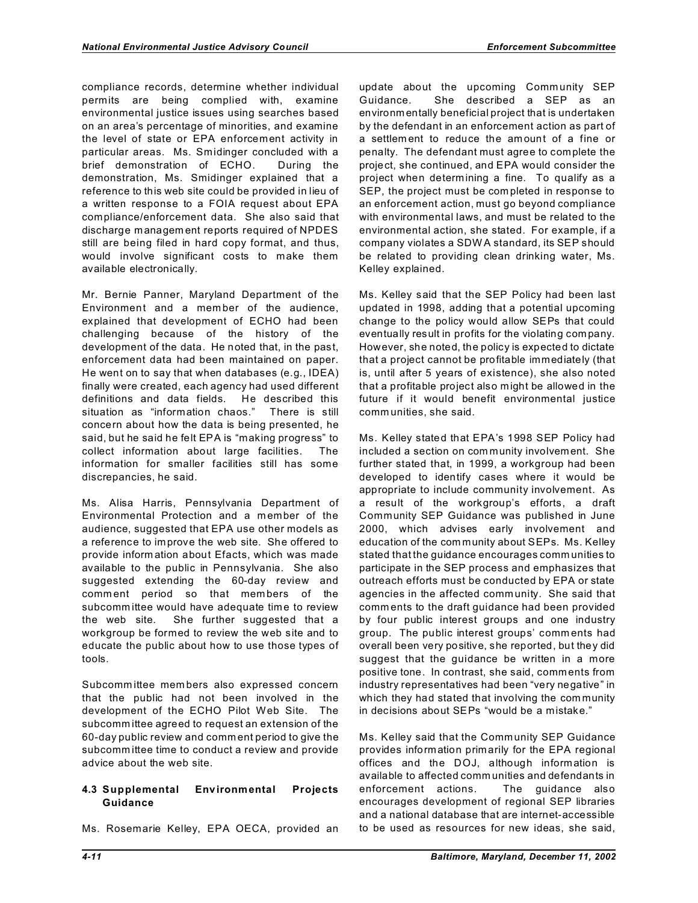compliance records, determine whether individual permits are being complied with, examine environmental justice issues using searches based on an area's percentage of minorities, and examine the level of state or EPA enforcement activity in particular areas. Ms. Smidinger concluded with a brief demonstration of ECHO. During the demonstration, Ms. Smidinger explained that a reference to this web site could be provided in lieu of a written response to a FOIA request about EPA compliance/enforcement data. She also said that discharge management reports required of NPDES still are being filed in hard copy format, and thus, would involve significant costs to make them available electronically.

Mr. Bernie Panner, Maryland Department of the Environment and a member of the audience, explained that development of ECHO had been challenging because of the history of the development of the data. He noted that, in the past, enforcement data had been maintained on paper. He went on to say that when databases (e.g., IDEA) finally were created, each agency had used different definitions and data fields. He described this situation as "information chaos." There is still concern about how the data is being presented, he said, but he said he felt EPA is "making progress" to collect information about large facilities. The information for smaller facilities still has some discrepancies, he said.

Ms. Alisa Harris, Pennsylvania Department of Environmental Protection and a member of the audience, suggested that EPA use other models as a reference to improve the web site. She offered to provide information about Efacts, which was made available to the public in Pennsylvania. She also suggested extending the 60-day review and comment period so that members of the subcommittee would have adequate time to review the web site. She further suggested that a workgroup be formed to review the web site and to educate the public about how to use those types of tools.

Subcommittee members also expressed concern that the public had not been involved in the development of the ECHO Pilot Web Site. The subcommittee agreed to request an extension of the 60-day public review and comment period to give the subcommittee time to conduct a review and provide advice about the web site.

### 4.3 Supplemental Environmental Projects Guidance

Ms. Rosemarie Kelley, EPA OECA, provided an update about the upcoming Community SEP Guidance. She described a SEP as an environmentally beneficial project that is undertaken by the defendant in an enforcement action as part of a settlement to reduce the amount of a fine or penalty. The defendant must agree to complete the project, she continued, and EPA would consider the project when determining a fine. To qualify as a SEP, the project must be completed in response to an enforcement action, must go beyond compliance with environmental laws, and must be related to the environmental action, she stated. For example, if a company violates a SDWA standard, its SEP should be related to providing clean drinking water, Ms. Kelley explained.

Ms. Kelley said that the SEP Policy had been last updated in 1998, adding that a potential upcoming change to the policy would allow SEPs that could eventually result in profits for the violating company. However, she noted, the policy is expected to dictate that a project cannot be profitable immediately (that is, until after 5 years of existence), she also noted that a profitable project also might be allowed in the future if it would benefit environmental justice communities, she said.

Ms. Kelley stated that EPA's 1998 SEP Policy had included a section on community involvement. She further stated that, in 1999, a workgroup had been developed to identify cases where it would be appropriate to include community involvement. As a result of the workgroup's efforts, a draft Community SEP Guidance was published in June 2000, which advises early involvement and education of the community about SEPs. Ms. Kelley stated that the guidance encourages communities to participate in the SEP process and emphasizes that outreach efforts must be conducted by EPA or state agencies in the affected community. She said that comments to the draft guidance had been provided by four public interest groups and one industry group. The public interest groups' comments had overall been very positive, she reported, but they did suggest that the guidance be written in a more positive tone. In contrast, she said, comments from industry representatives had been "very negative" in which they had stated that involving the community in decisions about SEPs "would be a mistake."

Ms. Kelley said that the Community SEP Guidance provides information primarily for the EPA regional offices and the DOJ, although information is available to affected communities and defendants in enforcement actions. The guidance also encourages development of regional SEP libraries and a national database that are internet-accessible to be used as resources for new ideas, she said,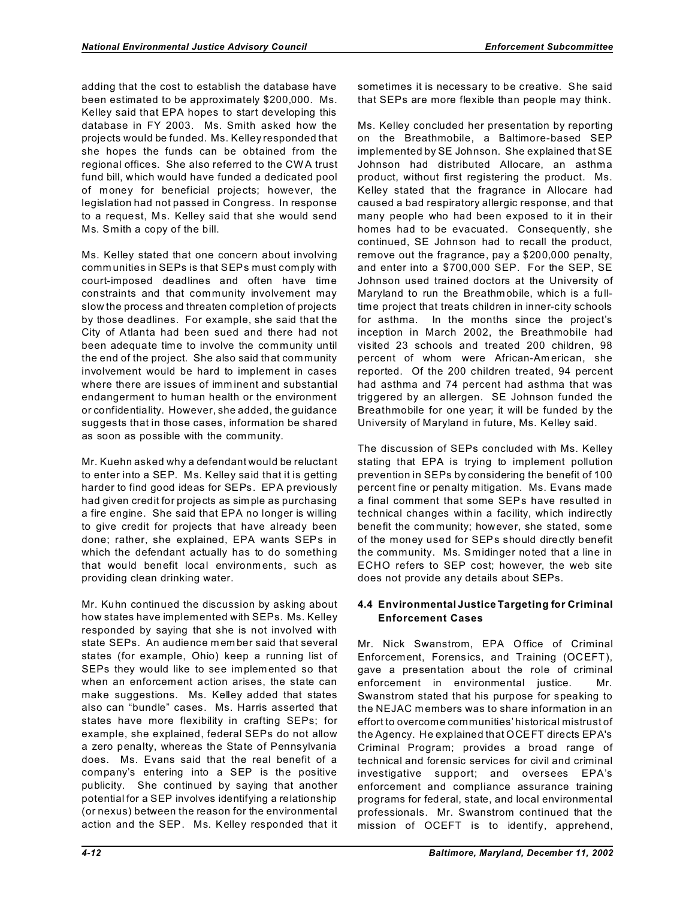adding that the cost to establish the database have been estimated to be approximately $200,000. Ms. Kelley said that EPA hopes to start developing this database in FY 2003. Ms. Smith asked how the projects would be funded. Ms. Kelley responded that she hopes the funds can be obtained from the regional offices. She also referred to the CWA trust fund bill, which would have funded a dedicated pool of money for beneficial projects; however, the legislation had not passed in Congress. In response to a request, Ms. Kelley said that she would send Ms. Smith a copy of the bill.

Ms. Kelley stated that one concern about involving communities in SEPs is that SEPs must comply with court-imposed deadlines and often have time constraints and that community involvement may slow the process and threaten completion of projects by those deadlines. For example, she said that the City of Atlanta had been sued and there had not been adequate time to involve the community until the end of the project. She also said that community involvement would be hard to implement in cases where there are issues of imminent and substantial endangerment to human health or the environment or confidentiality. However, she added, the guidance suggests that in those cases, information be shared as soon as possible with the community.

Mr. Kuehn asked why a defendant would be reluctant to enter into a SEP. Ms. Kelley said that it is getting harder to find good ideas for SEPs. EPA previously had given credit for projects as simple as purchasing a fire engine. She said that EPA no longer is willing to give credit for projects that have already been done; rather, she explained, EPA wants SEPs in which the defendant actually has to do something that would benefit local environments, such as providing clean drinking water.

Mr. Kuhn continued the discussion by asking about how states have implemented with SEPs. Ms. Kelley responded by saying that she is not involved with state SEPs. An audience member said that several states (for example, Ohio) keep a running list of SEPs they would like to see implemented so that when an enforcement action arises, the state can make suggestions. Ms. Kelley added that states also can "bundle" cases. Ms. Harris asserted that states have more flexibility in crafting SEPs; for example, she explained, federal SEPs do not allow a zero penalty, whereas the State of Pennsylvania does. Ms. Evans said that the real benefit of a company's entering into a SEP is the positive publicity. She continued by saying that another potential for a SEP involves identifying a relationship (or nexus) between the reason for the environmental action and the SEP. Ms. Kelley responded that it sometimes it is necessary to be creative. She said that SEPs are more flexible than people may think.

Ms. Kelley concluded her presentation by reporting on the Breathmobile, a Baltimore-based SEP implemented by SE Johnson. She explained that SE Johnson had distributed Allocare, an asthma product, without first registering the product. Ms. Kelley stated that the fragrance in Allocare had caused a bad respiratory allergic response, and that many people who had been exposed to it in their homes had to be evacuated. Consequently, she continued, SE Johnson had to recall the product, remove out the fragrance, pay a $200,000 penalty, and enter into a $700,000 SEP. For the SEP, SE Johnson used trained doctors at the University of Maryland to run the Breathmobile, which is a full-time project that treats children in inner-city schools for asthma. In the months since the project's inception in March 2002, the Breathmobile had visited 23 schools and treated 200 children, 98 percent of whom were African-American, she reported. Of the 200 children treated, 94 percent had asthma and 74 percent had asthma that was triggered by an allergen. SE Johnson funded the Breathmobile for one year; it will be funded by the University of Maryland in future, Ms. Kelley said.

The discussion of SEPs concluded with Ms. Kelley stating that EPA is trying to implement pollution prevention in SEPs by considering the benefit of 100 percent fine or penalty mitigation. Ms. Evans made a final comment that some SEPs have resulted in technical changes within a facility, which indirectly benefit the community; however, she stated, some of the money used for SEPs should directly benefit the community. Ms. Smidinger noted that a line in ECHO refers to SEP cost; however, the web site does not provide any details about SEPs.

### 4.4 Environmental Justice Targeting for Criminal Enforcement Cases

Mr. Nick Swanstrom, EPA Office of Criminal Enforcement, Forensics, and Training (OCEFT), gave a presentation about the role of criminal enforcement in environmental justice. Mr. Swanstrom stated that his purpose for speaking to the NEJAC members was to share information in an effort to overcome communities' historical mistrust of the Agency. He explained that OCEFT directs EPA's Criminal Program; provides a broad range of technical and forensic services for civil and criminal investigative support; and oversees EPA's enforcement and compliance assurance training programs for federal, state, and local environmental professionals. Mr. Swanstrom continued that the mission of OCEFT is to identify, apprehend,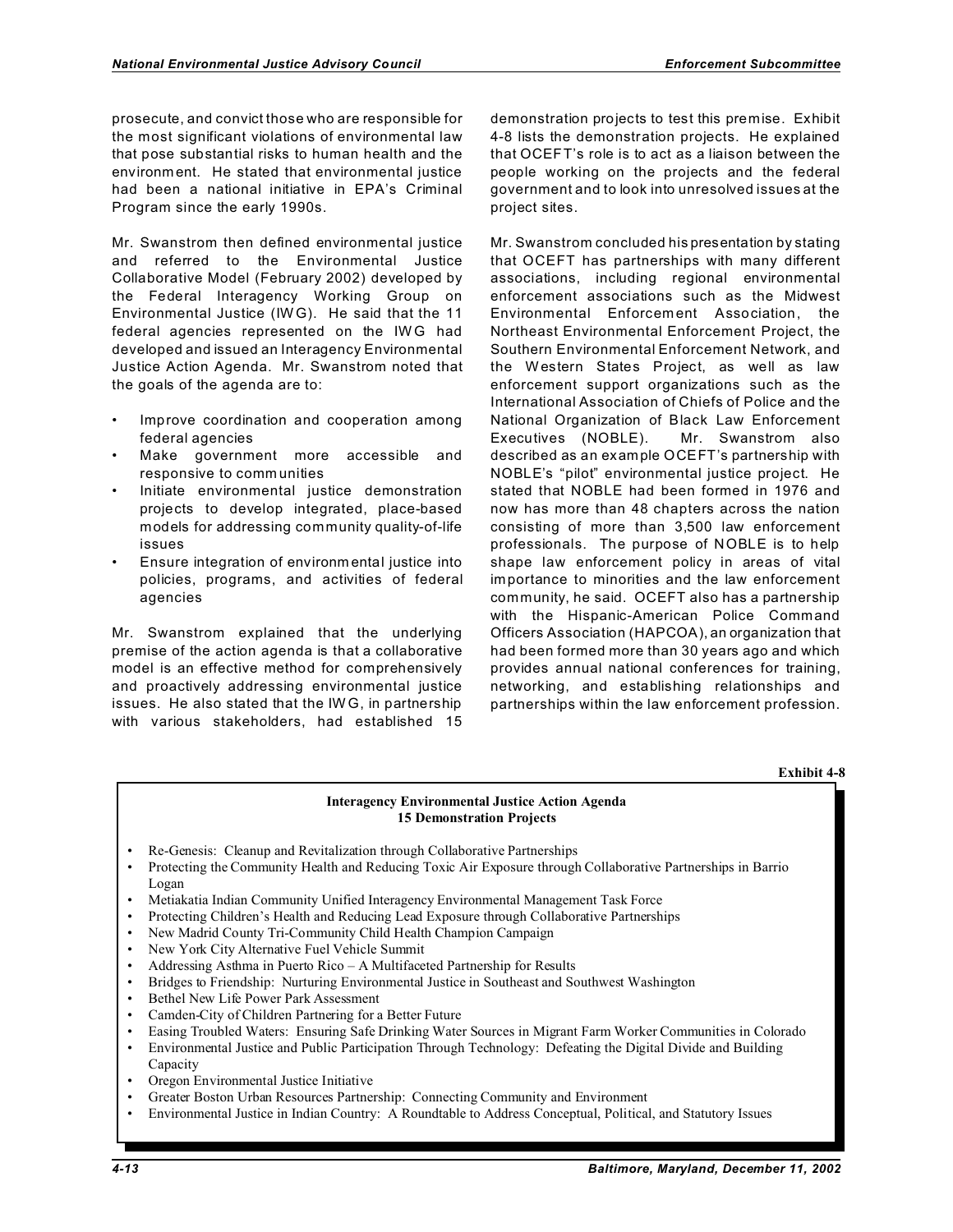prosecute, and convict those who are responsible for the most significant violations of environmental law that pose substantial risks to human health and the environment. He stated that environmental justice had been a national initiative in EPA's Criminal Program since the early 1990s.

Mr. Swanstrom then defined environmental justice and referred to the Environmental Justice Collaborative Model (February 2002) developed by the Federal Interagency Working Group on Environmental Justice (IWG). He said that the 11 federal agencies represented on the IWG had developed and issued an Interagency Environmental Justice Action Agenda. Mr. Swanstrom noted that the goals of the agenda are to:

- Improve coordination and cooperation among federal agencies
- Make government more accessible and responsive to communities
- Initiate environmental justice demonstration projects to develop integrated, place-based models for addressing community quality-of-life issues
- Ensure integration of environmental justice into policies, programs, and activities of federal agencies

Mr. Swanstrom explained that the underlying premise of the action agenda is that a collaborative model is an effective method for comprehensively and proactively addressing environmental justice issues. He also stated that the IWG, in partnership with various stakeholders, had established 15 demonstration projects to test this premise. Exhibit 4-8 lists the demonstration projects. He explained that OCEFT's role is to act as a liaison between the people working on the projects and the federal government and to look into unresolved issues at the project sites.

Mr. Swanstrom concluded his presentation by stating that OCEFT has partnerships with many different associations, including regional environmental enforcement associations such as the Midwest Environmental Enforcement Association, the Northeast Environmental Enforcement Project, the Southern Environmental Enforcement Network, and the Western States Project, as well as law enforcement support organizations such as the International Association of Chiefs of Police and the National Organization of Black Law Enforcement Executives (NOBLE). Mr. Swanstrom also described as an example OCEFT's partnership with NOBLE's "pilot" environmental justice project. He stated that NOBLE had been formed in 1976 and now has more than 48 chapters across the nation consisting of more than 3,500 law enforcement professionals. The purpose of NOBLE is to help shape law enforcement policy in areas of vital importance to minorities and the law enforcement community, he said. OCEFT also has a partnership with the Hispanic-American Police Command Officers Association (HAPCOA), an organization that had been formed more than 30 years ago and which provides annual national conferences for training, networking, and establishing relationships and partnerships within the law enforcement profession.

**Exhibit 4-8**

**Interagency Environmental Justice Action Agenda**
**15 Demonstration Projects**

- Re-Genesis: Cleanup and Revitalization through Collaborative Partnerships
- Protecting the Community Health and Reducing Toxic Air Exposure through Collaborative Partnerships in Barrio Logan
- Metiakatia Indian Community Unified Interagency Environmental Management Task Force
- Protecting Children's Health and Reducing Lead Exposure through Collaborative Partnerships
- New Madrid County Tri-Community Child Health Champion Campaign
- New York City Alternative Fuel Vehicle Summit
- Addressing Asthma in Puerto Rico – A Multifaceted Partnership for Results
- Bridges to Friendship: Nurturing Environmental Justice in Southeast and Southwest Washington
- Bethel New Life Power Park Assessment
- Camden-City of Children Partnering for a Better Future
- Easing Troubled Waters: Ensuring Safe Drinking Water Sources in Migrant Farm Worker Communities in Colorado
- Environmental Justice and Public Participation Through Technology: Defeating the Digital Divide and Building Capacity
- Oregon Environmental Justice Initiative
- Greater Boston Urban Resources Partnership: Connecting Community and Environment
- Environmental Justice in Indian Country: A Roundtable to Address Conceptual, Political, and Statutory Issues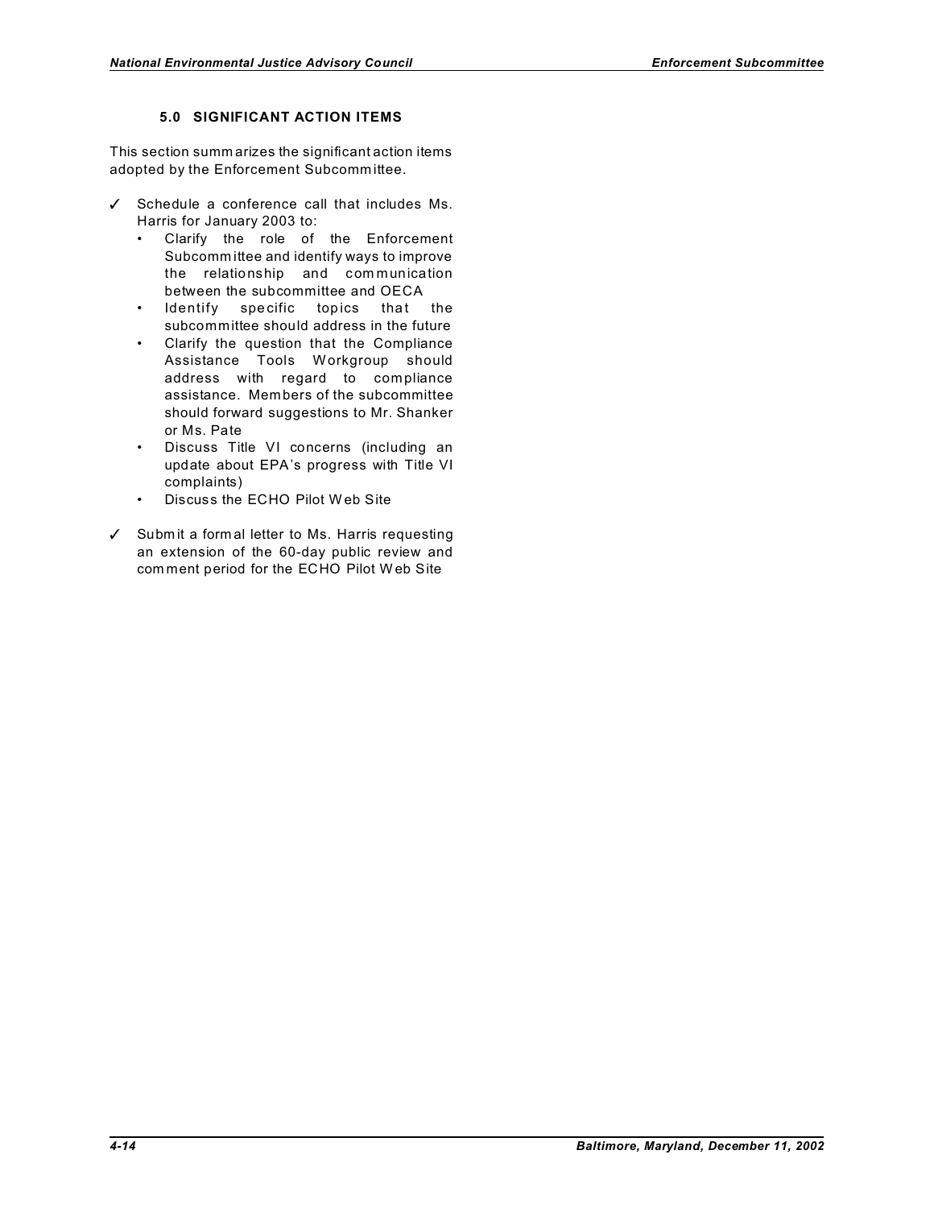### 5.0 SIGNIFICANT ACTION ITEMS

This section summarizes the significant action items adopted by the Enforcement Subcommittee.

✓ Schedule a conference call that includes Ms. Harris for January 2003 to:
  - Clarify the role of the Enforcement Subcommittee and identify ways to improve the relationship and communication between the subcommittee and OECA
  - Identify specific topics that the subcommittee should address in the future
  - Clarify the question that the Compliance Assistance Tools Workgroup should address with regard to compliance assistance. Members of the subcommittee should forward suggestions to Mr. Shanker or Ms. Pate
  - Discuss Title VI concerns (including an update about EPA's progress with Title VI complaints)
  - Discuss the ECHO Pilot Web Site

✓ Submit a formal letter to Ms. Harris requesting an extension of the 60-day public review and comment period for the ECHO Pilot Web Site